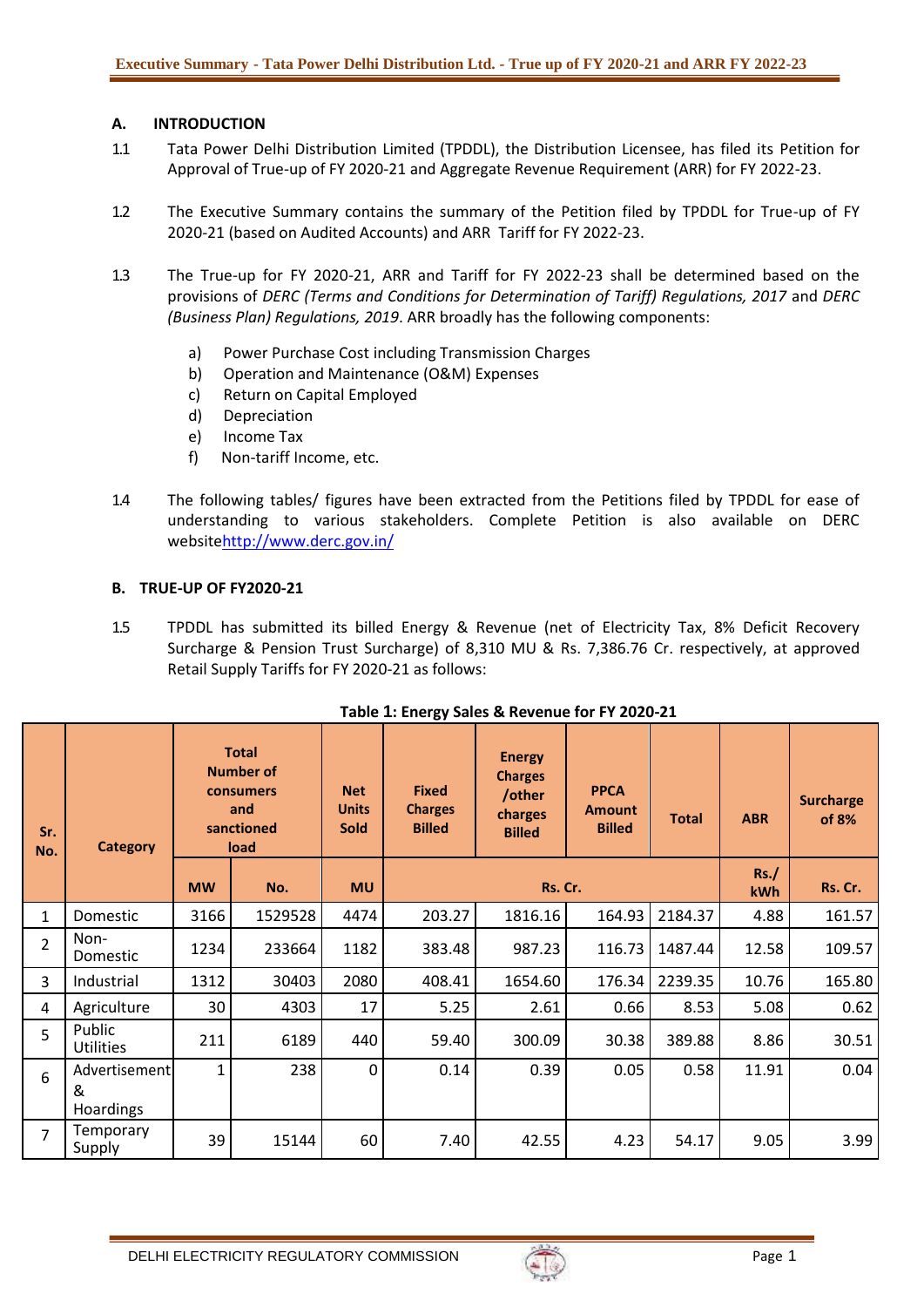## A. INTRODUCTION

1.1 Tata Power Delhi Distribution Limited (TPDDL), the Distribution Licensee, has filed its Petition for Approval of True-up of FY 2020-21 and Aggregate Revenue Requirement (ARR) for FY 2022-23.

1.2 The Executive Summary contains the summary of the Petition filed by TPDDL for True-up of FY 2020-21 (based on Audited Accounts) and ARR Tariff for FY 2022-23.

1.3 The True-up for FY 2020-21, ARR and Tariff for FY 2022-23 shall be determined based on the provisions of *DERC (Terms and Conditions for Determination of Tariff) Regulations, 2017* and *DERC (Business Plan) Regulations, 2019*. ARR broadly has the following components:

   a) Power Purchase Cost including Transmission Charges
   b) Operation and Maintenance (O&M) Expenses
   c) Return on Capital Employed
   d) Depreciation
   e) Income Tax
   f) Non-tariff Income, etc.

1.4 The following tables/ figures have been extracted from the Petitions filed by TPDDL for ease of understanding to various stakeholders. Complete Petition is also available on DERC websitehttp://www.derc.gov.in/

## B. TRUE-UP OF FY2020-21

1.5 TPDDL has submitted its billed Energy & Revenue (net of Electricity Tax, 8% Deficit Recovery Surcharge & Pension Trust Surcharge) of 8,310 MU & Rs. 7,386.76 Cr. respectively, at approved Retail Supply Tariffs for FY 2020-21 as follows:

**Table 1: Energy Sales & Revenue for FY 2020-21**

| Sr. No. | Category | Total Number of consumers and sanctioned load | | Net Units Sold | Fixed Charges Billed | Energy Charges /other charges Billed | PPCA Amount Billed | Total | ABR | Surcharge of 8% |
|---|---|---|---|---|---|---|---|---|---|---|
| | | MW | No. | MU | Rs. Cr. | | | | Rs./ kWh | Rs. Cr. |
| 1 | Domestic | 3166 | 1529528 | 4474 | 203.27 | 1816.16 | 164.93 | 2184.37 | 4.88 | 161.57 |
| 2 | Non-Domestic | 1234 | 233664 | 1182 | 383.48 | 987.23 | 116.73 | 1487.44 | 12.58 | 109.57 |
| 3 | Industrial | 1312 | 30403 | 2080 | 408.41 | 1654.60 | 176.34 | 2239.35 | 10.76 | 165.80 |
| 4 | Agriculture | 30 | 4303 | 17 | 5.25 | 2.61 | 0.66 | 8.53 | 5.08 | 0.62 |
| 5 | Public Utilities | 211 | 6189 | 440 | 59.40 | 300.09 | 30.38 | 389.88 | 8.86 | 30.51 |
| 6 | Advertisement & Hoardings | 1 | 238 | 0 | 0.14 | 0.39 | 0.05 | 0.58 | 11.91 | 0.04 |
| 7 | Temporary Supply | 39 | 15144 | 60 | 7.40 | 42.55 | 4.23 | 54.17 | 9.05 | 3.99 |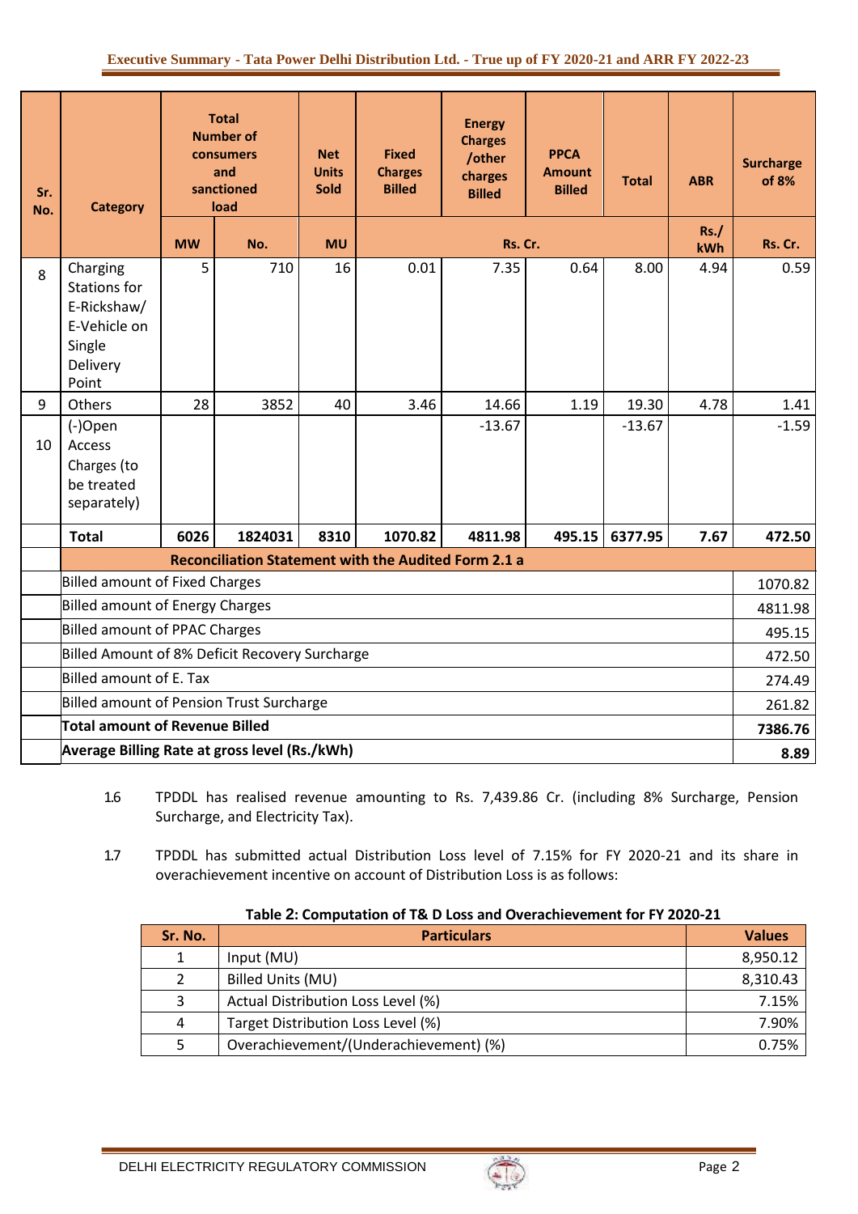| Sr. No. | Category | Total Number of consumers and sanctioned load | | Net Units Sold | Fixed Charges Billed | Energy Charges /other charges Billed | PPCA Amount Billed | Total | ABR | Surcharge of 8% |
|---|---|---|---|---|---|---|---|---|---|---|
| | | MW | No. | MU | Rs. Cr. | | | | Rs./ kWh | Rs. Cr. |
| 8 | Charging Stations for E-Rickshaw/ E-Vehicle on Single Delivery Point | 5 | 710 | 16 | 0.01 | 7.35 | 0.64 | 8.00 | 4.94 | 0.59 |
| 9 | Others | 28 | 3852 | 40 | 3.46 | 14.66 | 1.19 | 19.30 | 4.78 | 1.41 |
| 10 | (-)Open Access Charges (to be treated separately) | | | | | -13.67 | | -13.67 | | -1.59 |
| | **Total** | **6026** | **1824031** | **8310** | **1070.82** | **4811.98** | **495.15** | **6377.95** | **7.67** | **472.50** |
| | **Reconciliation Statement with the Audited Form 2.1 a** | | | | | | | | | |
| | Billed amount of Fixed Charges | | | | | | | | | 1070.82 |
| | Billed amount of Energy Charges | | | | | | | | | 4811.98 |
| | Billed amount of PPAC Charges | | | | | | | | | 495.15 |
| | Billed Amount of 8% Deficit Recovery Surcharge | | | | | | | | | 472.50 |
| | Billed amount of E. Tax | | | | | | | | | 274.49 |
| | Billed amount of Pension Trust Surcharge | | | | | | | | | 261.82 |
| | **Total amount of Revenue Billed** | | | | | | | | | **7386.76** |
| | **Average Billing Rate at gross level (Rs./kWh)** | | | | | | | | | **8.89** |

1.6 TPDDL has realised revenue amounting to Rs. 7,439.86 Cr. (including 8% Surcharge, Pension Surcharge, and Electricity Tax).

1.7 TPDDL has submitted actual Distribution Loss level of 7.15% for FY 2020-21 and its share in overachievement incentive on account of Distribution Loss is as follows:

**Table 2: Computation of T& D Loss and Overachievement for FY 2020-21**

| Sr. No. | Particulars | Values |
|---|---|---|
| 1 | Input (MU) | 8,950.12 |
| 2 | Billed Units (MU) | 8,310.43 |
| 3 | Actual Distribution Loss Level (%) | 7.15% |
| 4 | Target Distribution Loss Level (%) | 7.90% |
| 5 | Overachievement/(Underachievement) (%) | 0.75% |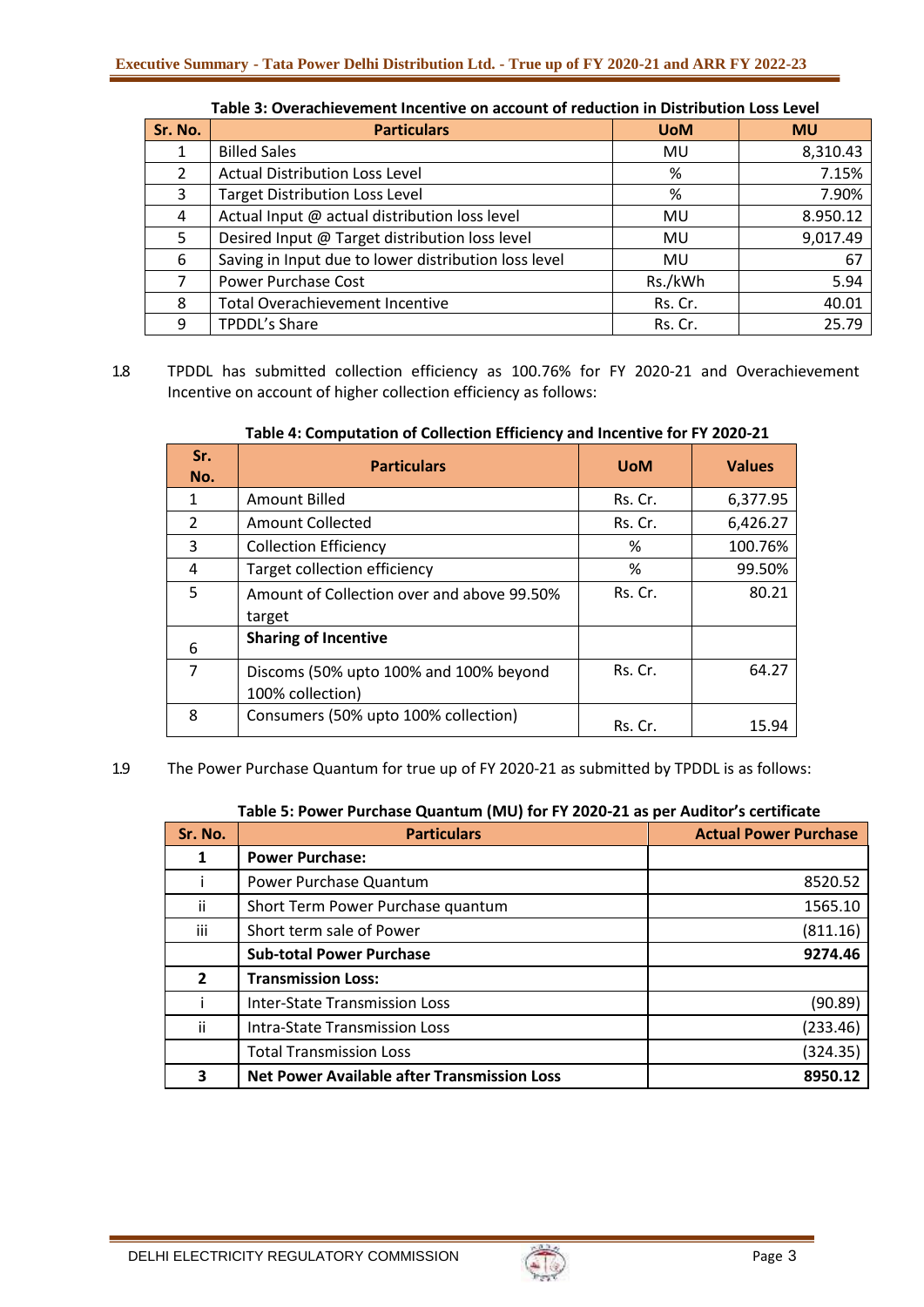**Table 3: Overachievement Incentive on account of reduction in Distribution Loss Level**

| Sr. No. | Particulars | UoM | MU |
|---|---|---|---|
| 1 | Billed Sales | MU | 8,310.43 |
| 2 | Actual Distribution Loss Level | % | 7.15% |
| 3 | Target Distribution Loss Level | % | 7.90% |
| 4 | Actual Input @ actual distribution loss level | MU | 8.950.12 |
| 5 | Desired Input @ Target distribution loss level | MU | 9,017.49 |
| 6 | Saving in Input due to lower distribution loss level | MU | 67 |
| 7 | Power Purchase Cost | Rs./kWh | 5.94 |
| 8 | Total Overachievement Incentive | Rs. Cr. | 40.01 |
| 9 | TPDDL's Share | Rs. Cr. | 25.79 |

1.8 TPDDL has submitted collection efficiency as 100.76% for FY 2020-21 and Overachievement Incentive on account of higher collection efficiency as follows:

**Table 4: Computation of Collection Efficiency and Incentive for FY 2020-21**

| Sr. No. | Particulars | UoM | Values |
|---|---|---|---|
| 1 | Amount Billed | Rs. Cr. | 6,377.95 |
| 2 | Amount Collected | Rs. Cr. | 6,426.27 |
| 3 | Collection Efficiency | % | 100.76% |
| 4 | Target collection efficiency | % | 99.50% |
| 5 | Amount of Collection over and above 99.50% target | Rs. Cr. | 80.21 |
| 6 | **Sharing of Incentive** | | |
| 7 | Discoms (50% upto 100% and 100% beyond 100% collection) | Rs. Cr. | 64.27 |
| 8 | Consumers (50% upto 100% collection) | Rs. Cr. | 15.94 |

1.9 The Power Purchase Quantum for true up of FY 2020-21 as submitted by TPDDL is as follows:

**Table 5: Power Purchase Quantum (MU) for FY 2020-21 as per Auditor's certificate**

| Sr. No. | Particulars | Actual Power Purchase |
|---|---|---|
| **1** | **Power Purchase:** | |
| i | Power Purchase Quantum | 8520.52 |
| ii | Short Term Power Purchase quantum | 1565.10 |
| iii | Short term sale of Power | (811.16) |
| | **Sub-total Power Purchase** | **9274.46** |
| **2** | **Transmission Loss:** | |
| i | Inter-State Transmission Loss | (90.89) |
| ii | Intra-State Transmission Loss | (233.46) |
| | Total Transmission Loss | (324.35) |
| **3** | **Net Power Available after Transmission Loss** | **8950.12** |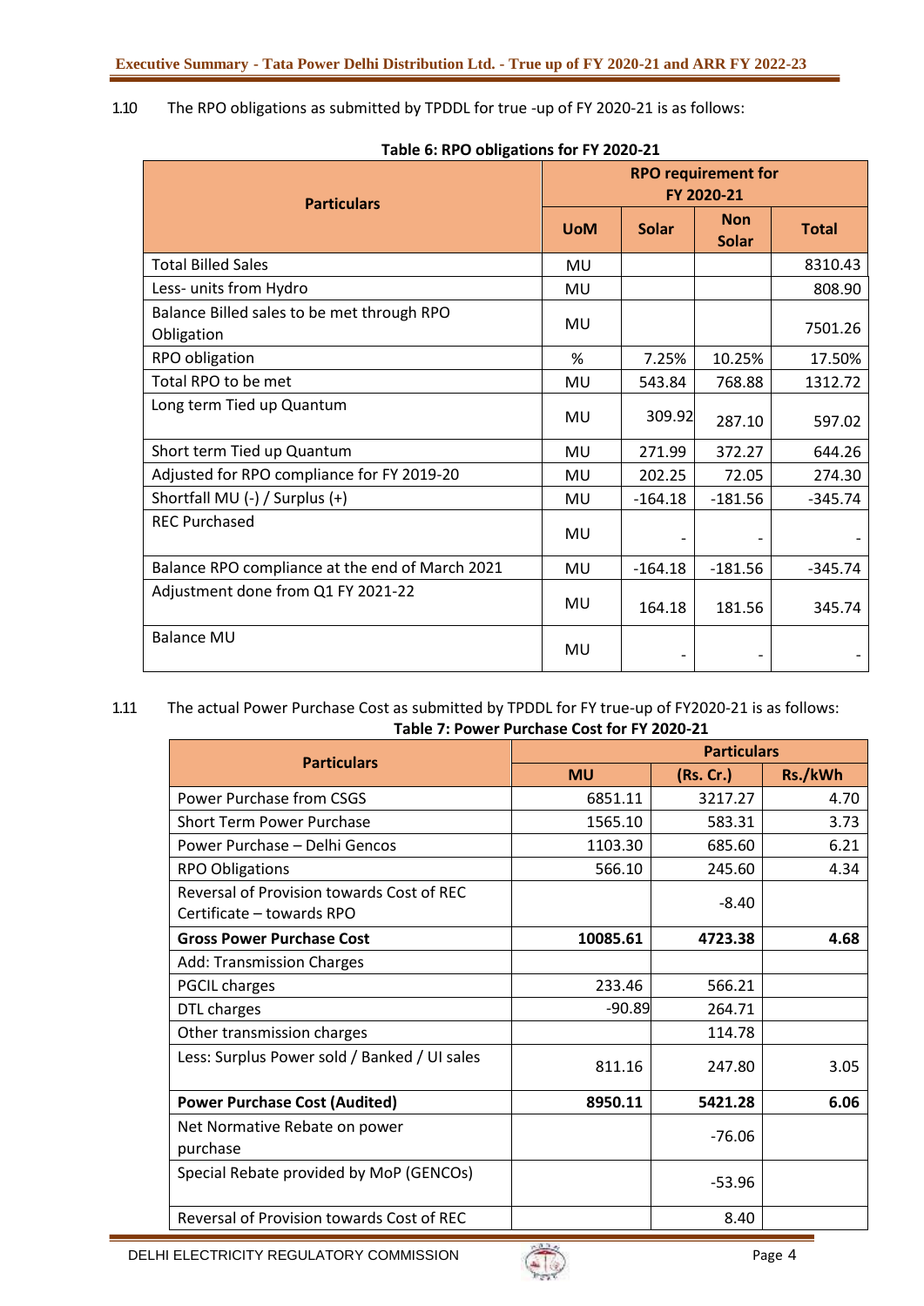1.10 The RPO obligations as submitted by TPDDL for true -up of FY 2020-21 is as follows:

**Table 6: RPO obligations for FY 2020-21**

| Particulars | RPO requirement for FY 2020-21 | | | |
|---|---|---|---|---|
| | UoM | Solar | Non Solar | Total |
| Total Billed Sales | MU | | | 8310.43 |
| Less- units from Hydro | MU | | | 808.90 |
| Balance Billed sales to be met through RPO Obligation | MU | | | 7501.26 |
| RPO obligation | % | 7.25% | 10.25% | 17.50% |
| Total RPO to be met | MU | 543.84 | 768.88 | 1312.72 |
| Long term Tied up Quantum | MU | 309.92 | 287.10 | 597.02 |
| Short term Tied up Quantum | MU | 271.99 | 372.27 | 644.26 |
| Adjusted for RPO compliance for FY 2019-20 | MU | 202.25 | 72.05 | 274.30 |
| Shortfall MU (-) / Surplus (+) | MU | -164.18 | -181.56 | -345.74 |
| REC Purchased | MU | - | - | - |
| Balance RPO compliance at the end of March 2021 | MU | -164.18 | -181.56 | -345.74 |
| Adjustment done from Q1 FY 2021-22 | MU | 164.18 | 181.56 | 345.74 |
| Balance MU | MU | - | - | - |

1.11 The actual Power Purchase Cost as submitted by TPDDL for FY true-up of FY2020-21 is as follows:

**Table 7: Power Purchase Cost for FY 2020-21**

| Particulars | Particulars | | |
|---|---|---|---|
| | MU | (Rs. Cr.) | Rs./kWh |
| Power Purchase from CSGS | 6851.11 | 3217.27 | 4.70 |
| Short Term Power Purchase | 1565.10 | 583.31 | 3.73 |
| Power Purchase – Delhi Gencos | 1103.30 | 685.60 | 6.21 |
| RPO Obligations | 566.10 | 245.60 | 4.34 |
| Reversal of Provision towards Cost of REC Certificate – towards RPO | | -8.40 | |
| **Gross Power Purchase Cost** | **10085.61** | **4723.38** | **4.68** |
| Add: Transmission Charges | | | |
| PGCIL charges | 233.46 | 566.21 | |
| DTL charges | -90.89 | 264.71 | |
| Other transmission charges | | 114.78 | |
| Less: Surplus Power sold / Banked / UI sales | 811.16 | 247.80 | 3.05 |
| **Power Purchase Cost (Audited)** | **8950.11** | **5421.28** | **6.06** |
| Net Normative Rebate on power purchase | | -76.06 | |
| Special Rebate provided by MoP (GENCOs) | | -53.96 | |
| Reversal of Provision towards Cost of REC | | 8.40 | |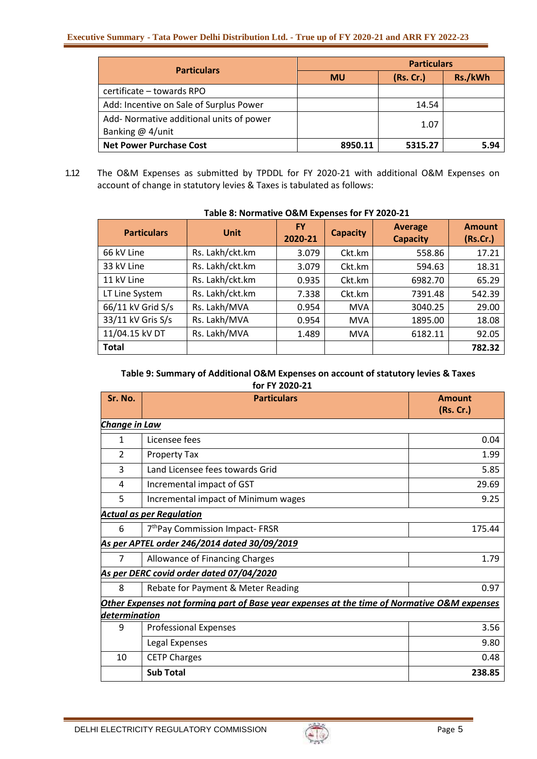| Particulars | Particulars | | |
|---|---|---|---|
| | MU | (Rs. Cr.) | Rs./kWh |
| certificate – towards RPO | | | |
| Add: Incentive on Sale of Surplus Power | | 14.54 | |
| Add- Normative additional units of power Banking @ 4/unit | | 1.07 | |
| **Net Power Purchase Cost** | **8950.11** | **5315.27** | **5.94** |

1.12 The O&M Expenses as submitted by TPDDL for FY 2020-21 with additional O&M Expenses on account of change in statutory levies & Taxes is tabulated as follows:

**Table 8: Normative O&M Expenses for FY 2020-21**

| Particulars | Unit | FY 2020-21 | Capacity | Average Capacity | Amount (Rs.Cr.) |
|---|---|---|---|---|---|
| 66 kV Line | Rs. Lakh/ckt.km | 3.079 | Ckt.km | 558.86 | 17.21 |
| 33 kV Line | Rs. Lakh/ckt.km | 3.079 | Ckt.km | 594.63 | 18.31 |
| 11 kV Line | Rs. Lakh/ckt.km | 0.935 | Ckt.km | 6982.70 | 65.29 |
| LT Line System | Rs. Lakh/ckt.km | 7.338 | Ckt.km | 7391.48 | 542.39 |
| 66/11 kV Grid S/s | Rs. Lakh/MVA | 0.954 | MVA | 3040.25 | 29.00 |
| 33/11 kV Gris S/s | Rs. Lakh/MVA | 0.954 | MVA | 1895.00 | 18.08 |
| 11/04.15 kV DT | Rs. Lakh/MVA | 1.489 | MVA | 6182.11 | 92.05 |
| **Total** | | | | | **782.32** |

**Table 9: Summary of Additional O&M Expenses on account of statutory levies & Taxes for FY 2020-21**

| Sr. No. | Particulars | Amount (Rs. Cr.) |
|---|---|---|
| ***Change in Law*** | | |
| 1 | Licensee fees | 0.04 |
| 2 | Property Tax | 1.99 |
| 3 | Land Licensee fees towards Grid | 5.85 |
| 4 | Incremental impact of GST | 29.69 |
| 5 | Incremental impact of Minimum wages | 9.25 |
| ***Actual as per Regulation*** | | |
| 6 | 7th Pay Commission Impact- FRSR | 175.44 |
| ***As per APTEL order 246/2014 dated 30/09/2019*** | | |
| 7 | Allowance of Financing Charges | 1.79 |
| ***As per DERC covid order dated 07/04/2020*** | | |
| 8 | Rebate for Payment & Meter Reading | 0.97 |
| ***Other Expenses not forming part of Base year expenses at the time of Normative O&M expenses determination*** | | |
| 9 | Professional Expenses | 3.56 |
| | Legal Expenses | 9.80 |
| 10 | CETP Charges | 0.48 |
| | **Sub Total** | **238.85** |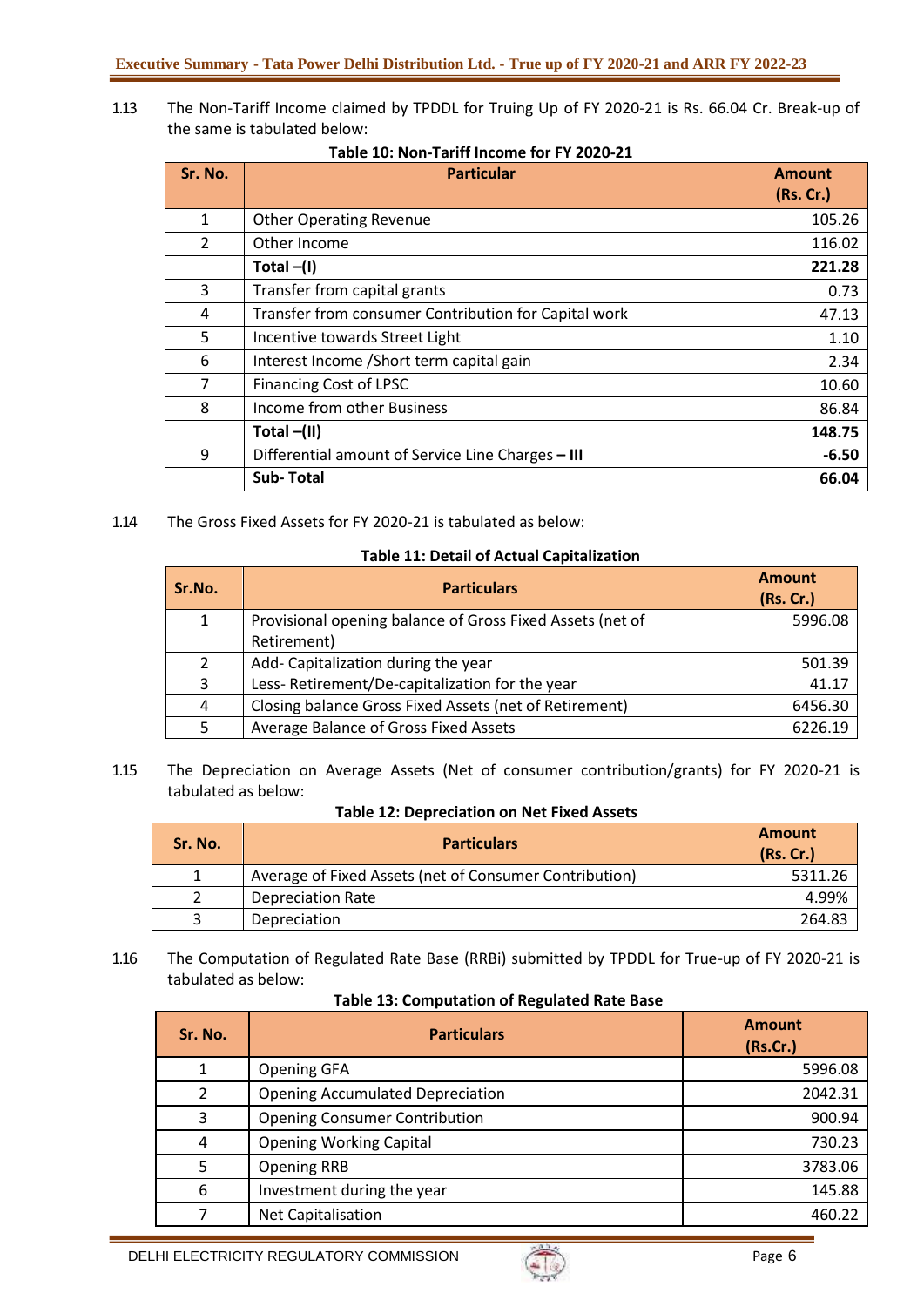1.13 The Non-Tariff Income claimed by TPDDL for Truing Up of FY 2020-21 is Rs. 66.04 Cr. Break-up of the same is tabulated below:

**Table 10: Non-Tariff Income for FY 2020-21**

| Sr. No. | Particular | Amount (Rs. Cr.) |
|---|---|---|
| 1 | Other Operating Revenue | 105.26 |
| 2 | Other Income | 116.02 |
| | **Total –(I)** | **221.28** |
| 3 | Transfer from capital grants | 0.73 |
| 4 | Transfer from consumer Contribution for Capital work | 47.13 |
| 5 | Incentive towards Street Light | 1.10 |
| 6 | Interest Income /Short term capital gain | 2.34 |
| 7 | Financing Cost of LPSC | 10.60 |
| 8 | Income from other Business | 86.84 |
| | **Total –(II)** | **148.75** |
| 9 | Differential amount of Service Line Charges **– III** | **-6.50** |
| | **Sub- Total** | **66.04** |

1.14 The Gross Fixed Assets for FY 2020-21 is tabulated as below:

**Table 11: Detail of Actual Capitalization**

| Sr.No. | Particulars | Amount (Rs. Cr.) |
|---|---|---|
| 1 | Provisional opening balance of Gross Fixed Assets (net of Retirement) | 5996.08 |
| 2 | Add- Capitalization during the year | 501.39 |
| 3 | Less- Retirement/De-capitalization for the year | 41.17 |
| 4 | Closing balance Gross Fixed Assets (net of Retirement) | 6456.30 |
| 5 | Average Balance of Gross Fixed Assets | 6226.19 |

1.15 The Depreciation on Average Assets (Net of consumer contribution/grants) for FY 2020-21 is tabulated as below:

**Table 12: Depreciation on Net Fixed Assets**

| Sr. No. | Particulars | Amount (Rs. Cr.) |
|---|---|---|
| 1 | Average of Fixed Assets (net of Consumer Contribution) | 5311.26 |
| 2 | Depreciation Rate | 4.99% |
| 3 | Depreciation | 264.83 |

1.16 The Computation of Regulated Rate Base (RRBi) submitted by TPDDL for True-up of FY 2020-21 is tabulated as below:

**Table 13: Computation of Regulated Rate Base**

| Sr. No. | Particulars | Amount (Rs.Cr.) |
|---|---|---|
| 1 | Opening GFA | 5996.08 |
| 2 | Opening Accumulated Depreciation | 2042.31 |
| 3 | Opening Consumer Contribution | 900.94 |
| 4 | Opening Working Capital | 730.23 |
| 5 | Opening RRB | 3783.06 |
| 6 | Investment during the year | 145.88 |
| 7 | Net Capitalisation | 460.22 |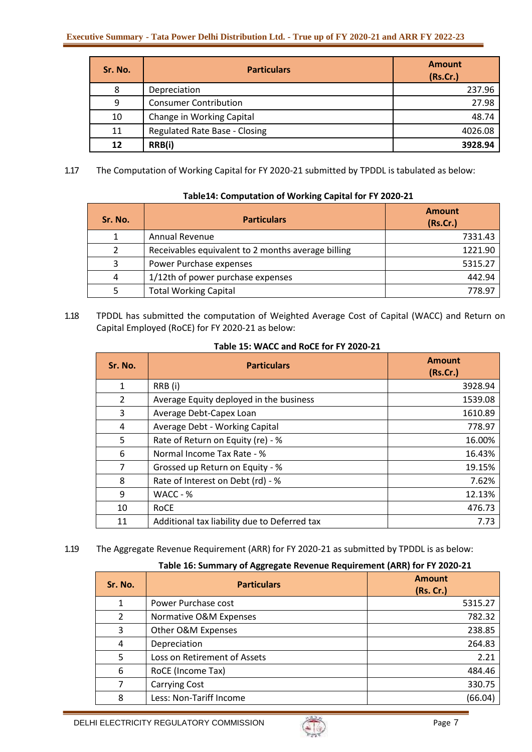| Sr. No. | Particulars | Amount (Rs.Cr.) |
|---|---|---|
| 8 | Depreciation | 237.96 |
| 9 | Consumer Contribution | 27.98 |
| 10 | Change in Working Capital | 48.74 |
| 11 | Regulated Rate Base - Closing | 4026.08 |
| **12** | **RRB(i)** | **3928.94** |

1.17 The Computation of Working Capital for FY 2020-21 submitted by TPDDL is tabulated as below:

**Table14: Computation of Working Capital for FY 2020-21**

| Sr. No. | Particulars | Amount (Rs.Cr.) |
|---|---|---|
| 1 | Annual Revenue | 7331.43 |
| 2 | Receivables equivalent to 2 months average billing | 1221.90 |
| 3 | Power Purchase expenses | 5315.27 |
| 4 | 1/12th of power purchase expenses | 442.94 |
| 5 | Total Working Capital | 778.97 |

1.18 TPDDL has submitted the computation of Weighted Average Cost of Capital (WACC) and Return on Capital Employed (RoCE) for FY 2020-21 as below:

**Table 15: WACC and RoCE for FY 2020-21**

| Sr. No. | Particulars | Amount (Rs.Cr.) |
|---|---|---|
| 1 | RRB (i) | 3928.94 |
| 2 | Average Equity deployed in the business | 1539.08 |
| 3 | Average Debt-Capex Loan | 1610.89 |
| 4 | Average Debt - Working Capital | 778.97 |
| 5 | Rate of Return on Equity (re) - % | 16.00% |
| 6 | Normal Income Tax Rate - % | 16.43% |
| 7 | Grossed up Return on Equity - % | 19.15% |
| 8 | Rate of Interest on Debt (rd) - % | 7.62% |
| 9 | WACC - % | 12.13% |
| 10 | RoCE | 476.73 |
| 11 | Additional tax liability due to Deferred tax | 7.73 |

1.19 The Aggregate Revenue Requirement (ARR) for FY 2020-21 as submitted by TPDDL is as below:

**Table 16: Summary of Aggregate Revenue Requirement (ARR) for FY 2020-21**

| Sr. No. | Particulars | Amount (Rs. Cr.) |
|---|---|---|
| 1 | Power Purchase cost | 5315.27 |
| 2 | Normative O&M Expenses | 782.32 |
| 3 | Other O&M Expenses | 238.85 |
| 4 | Depreciation | 264.83 |
| 5 | Loss on Retirement of Assets | 2.21 |
| 6 | RoCE (Income Tax) | 484.46 |
| 7 | Carrying Cost | 330.75 |
| 8 | Less: Non-Tariff Income | (66.04) |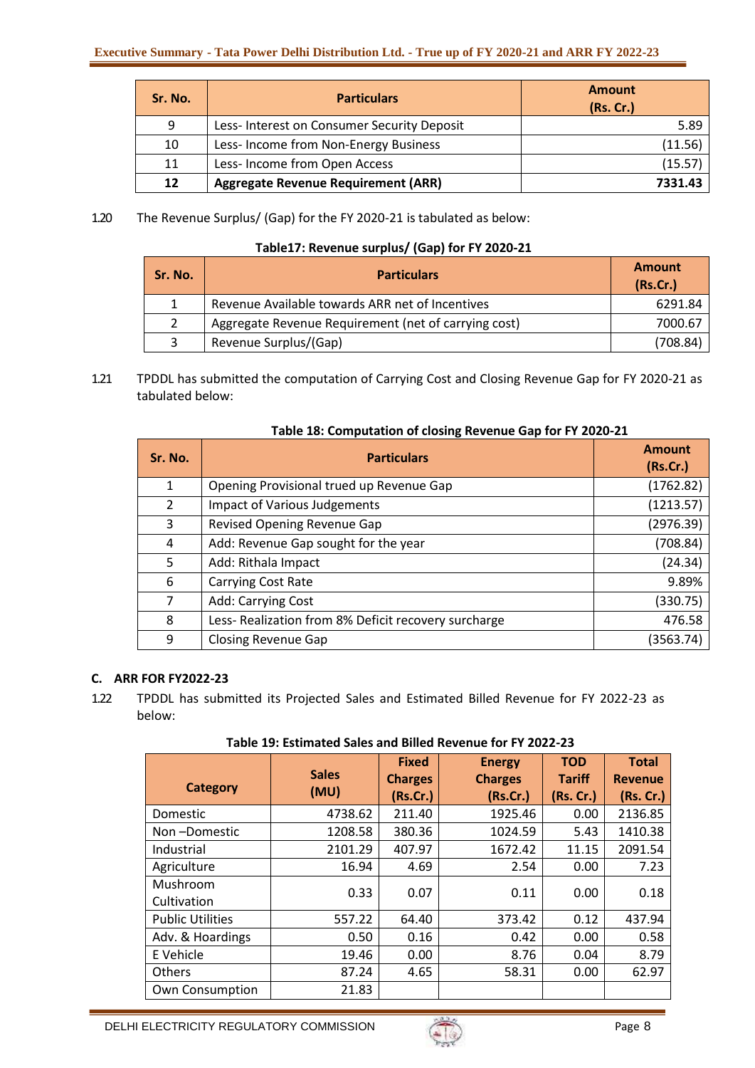| Sr. No. | Particulars | Amount (Rs. Cr.) |
|---|---|---|
| 9 | Less- Interest on Consumer Security Deposit | 5.89 |
| 10 | Less- Income from Non-Energy Business | (11.56) |
| 11 | Less- Income from Open Access | (15.57) |
| **12** | **Aggregate Revenue Requirement (ARR)** | **7331.43** |

1.20 The Revenue Surplus/ (Gap) for the FY 2020-21 is tabulated as below:

**Table17: Revenue surplus/ (Gap) for FY 2020-21**

| Sr. No. | Particulars | Amount (Rs.Cr.) |
|---|---|---|
| 1 | Revenue Available towards ARR net of Incentives | 6291.84 |
| 2 | Aggregate Revenue Requirement (net of carrying cost) | 7000.67 |
| 3 | Revenue Surplus/(Gap) | (708.84) |

1.21 TPDDL has submitted the computation of Carrying Cost and Closing Revenue Gap for FY 2020-21 as tabulated below:

**Table 18: Computation of closing Revenue Gap for FY 2020-21**

| Sr. No. | Particulars | Amount (Rs.Cr.) |
|---|---|---|
| 1 | Opening Provisional trued up Revenue Gap | (1762.82) |
| 2 | Impact of Various Judgements | (1213.57) |
| 3 | Revised Opening Revenue Gap | (2976.39) |
| 4 | Add: Revenue Gap sought for the year | (708.84) |
| 5 | Add: Rithala Impact | (24.34) |
| 6 | Carrying Cost Rate | 9.89% |
| 7 | Add: Carrying Cost | (330.75) |
| 8 | Less- Realization from 8% Deficit recovery surcharge | 476.58 |
| 9 | Closing Revenue Gap | (3563.74) |

## C. ARR FOR FY2022-23

1.22 TPDDL has submitted its Projected Sales and Estimated Billed Revenue for FY 2022-23 as below:

**Table 19: Estimated Sales and Billed Revenue for FY 2022-23**

| Category | Sales (MU) | Fixed Charges (Rs.Cr.) | Energy Charges (Rs.Cr.) | TOD Tariff (Rs. Cr.) | Total Revenue (Rs. Cr.) |
|---|---|---|---|---|---|
| Domestic | 4738.62 | 211.40 | 1925.46 | 0.00 | 2136.85 |
| Non –Domestic | 1208.58 | 380.36 | 1024.59 | 5.43 | 1410.38 |
| Industrial | 2101.29 | 407.97 | 1672.42 | 11.15 | 2091.54 |
| Agriculture | 16.94 | 4.69 | 2.54 | 0.00 | 7.23 |
| Mushroom Cultivation | 0.33 | 0.07 | 0.11 | 0.00 | 0.18 |
| Public Utilities | 557.22 | 64.40 | 373.42 | 0.12 | 437.94 |
| Adv. & Hoardings | 0.50 | 0.16 | 0.42 | 0.00 | 0.58 |
| E Vehicle | 19.46 | 0.00 | 8.76 | 0.04 | 8.79 |
| Others | 87.24 | 4.65 | 58.31 | 0.00 | 62.97 |
| Own Consumption | 21.83 | | | | |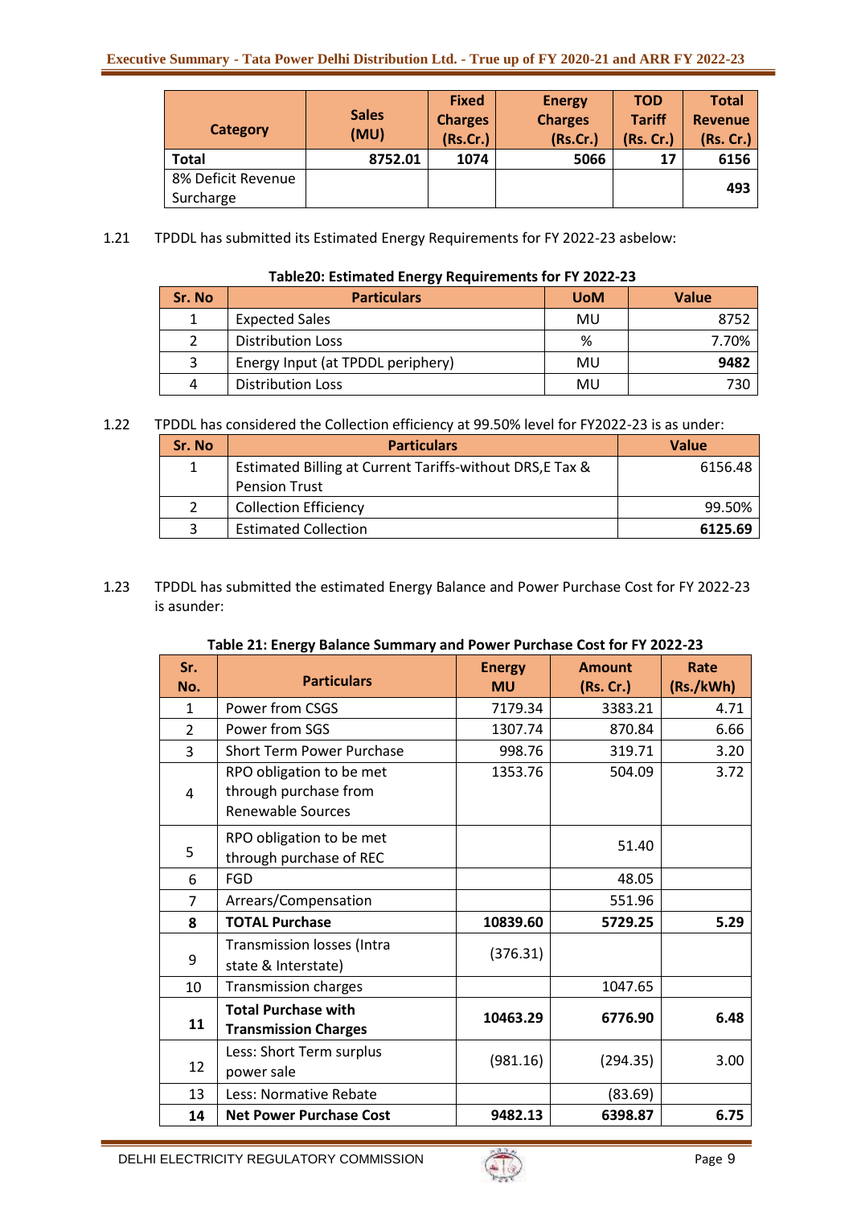| Category | Sales (MU) | Fixed Charges (Rs.Cr.) | Energy Charges (Rs.Cr.) | TOD Tariff (Rs. Cr.) | Total Revenue (Rs. Cr.) |
|---|---|---|---|---|---|
| **Total** | **8752.01** | **1074** | **5066** | **17** | **6156** |
| 8% Deficit Revenue Surcharge | | | | | **493** |

1.21 TPDDL has submitted its Estimated Energy Requirements for FY 2022-23 asbelow:

**Table20: Estimated Energy Requirements for FY 2022-23**

| Sr. No | Particulars | UoM | Value |
|---|---|---|---|
| 1 | Expected Sales | MU | 8752 |
| 2 | Distribution Loss | % | 7.70% |
| 3 | Energy Input (at TPDDL periphery) | MU | **9482** |
| 4 | Distribution Loss | MU | 730 |

1.22 TPDDL has considered the Collection efficiency at 99.50% level for FY2022-23 is as under:

| Sr. No | Particulars | Value |
|---|---|---|
| 1 | Estimated Billing at Current Tariffs-without DRS,E Tax & Pension Trust | 6156.48 |
| 2 | Collection Efficiency | 99.50% |
| 3 | Estimated Collection | **6125.69** |

1.23 TPDDL has submitted the estimated Energy Balance and Power Purchase Cost for FY 2022-23 is asunder:

**Table 21: Energy Balance Summary and Power Purchase Cost for FY 2022-23**

| Sr. No. | Particulars | Energy MU | Amount (Rs. Cr.) | Rate (Rs./kWh) |
|---|---|---|---|---|
| 1 | Power from CSGS | 7179.34 | 3383.21 | 4.71 |
| 2 | Power from SGS | 1307.74 | 870.84 | 6.66 |
| 3 | Short Term Power Purchase | 998.76 | 319.71 | 3.20 |
| 4 | RPO obligation to be met through purchase from Renewable Sources | 1353.76 | 504.09 | 3.72 |
| 5 | RPO obligation to be met through purchase of REC | | 51.40 | |
| 6 | FGD | | 48.05 | |
| 7 | Arrears/Compensation | | 551.96 | |
| **8** | **TOTAL Purchase** | **10839.60** | **5729.25** | **5.29** |
| 9 | Transmission losses (Intra state & Interstate) | (376.31) | | |
| 10 | Transmission charges | | 1047.65 | |
| **11** | **Total Purchase with Transmission Charges** | **10463.29** | **6776.90** | **6.48** |
| 12 | Less: Short Term surplus power sale | (981.16) | (294.35) | 3.00 |
| 13 | Less: Normative Rebate | | (83.69) | |
| **14** | **Net Power Purchase Cost** | **9482.13** | **6398.87** | **6.75** |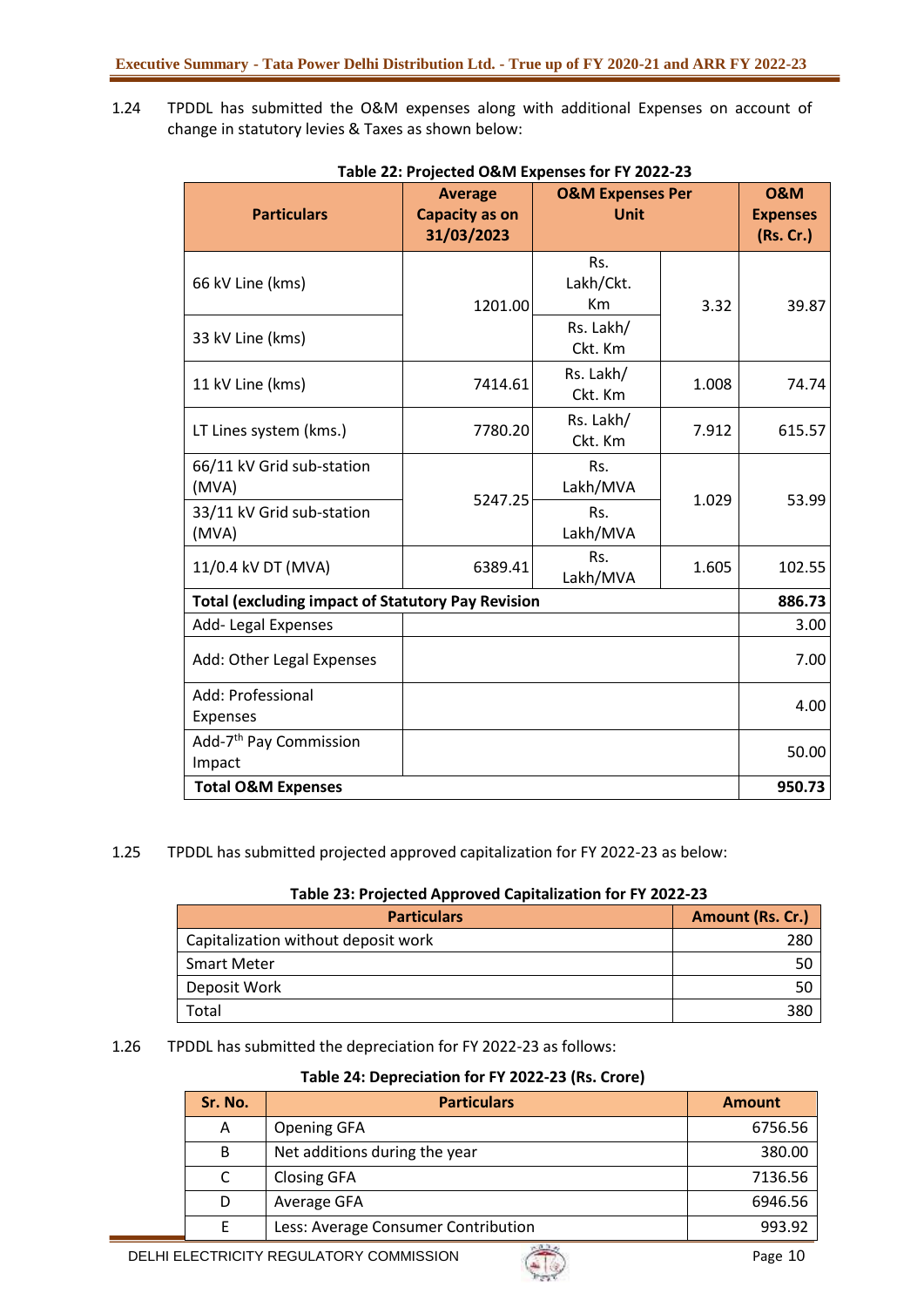1.24 TPDDL has submitted the O&M expenses along with additional Expenses on account of change in statutory levies & Taxes as shown below:

**Table 22: Projected O&M Expenses for FY 2022-23**

| Particulars | Average Capacity as on 31/03/2023 | O&M Expenses Per Unit | | O&M Expenses (Rs. Cr.) |
|---|---|---|---|---|
| 66 kV Line (kms) | 1201.00 | Rs. Lakh/Ckt. Km | 3.32 | 39.87 |
| 33 kV Line (kms) | | Rs. Lakh/ Ckt. Km | | |
| 11 kV Line (kms) | 7414.61 | Rs. Lakh/ Ckt. Km | 1.008 | 74.74 |
| LT Lines system (kms.) | 7780.20 | Rs. Lakh/ Ckt. Km | 7.912 | 615.57 |
| 66/11 kV Grid sub-station (MVA) | 5247.25 | Rs. Lakh/MVA | 1.029 | 53.99 |
| 33/11 kV Grid sub-station (MVA) | | Rs. Lakh/MVA | | |
| 11/0.4 kV DT (MVA) | 6389.41 | Rs. Lakh/MVA | 1.605 | 102.55 |
| **Total (excluding impact of Statutory Pay Revision** | | | | **886.73** |
| Add- Legal Expenses | | | | 3.00 |
| Add: Other Legal Expenses | | | | 7.00 |
| Add: Professional Expenses | | | | 4.00 |
| Add-7th Pay Commission Impact | | | | 50.00 |
| **Total O&M Expenses** | | | | **950.73** |

1.25 TPDDL has submitted projected approved capitalization for FY 2022-23 as below:

**Table 23: Projected Approved Capitalization for FY 2022-23**

| Particulars | Amount (Rs. Cr.) |
|---|---|
| Capitalization without deposit work | 280 |
| Smart Meter | 50 |
| Deposit Work | 50 |
| Total | 380 |

1.26 TPDDL has submitted the depreciation for FY 2022-23 as follows:

**Table 24: Depreciation for FY 2022-23 (Rs. Crore)**

| Sr. No. | Particulars | Amount |
|---|---|---|
| A | Opening GFA | 6756.56 |
| B | Net additions during the year | 380.00 |
| C | Closing GFA | 7136.56 |
| D | Average GFA | 6946.56 |
| E | Less: Average Consumer Contribution | 993.92 |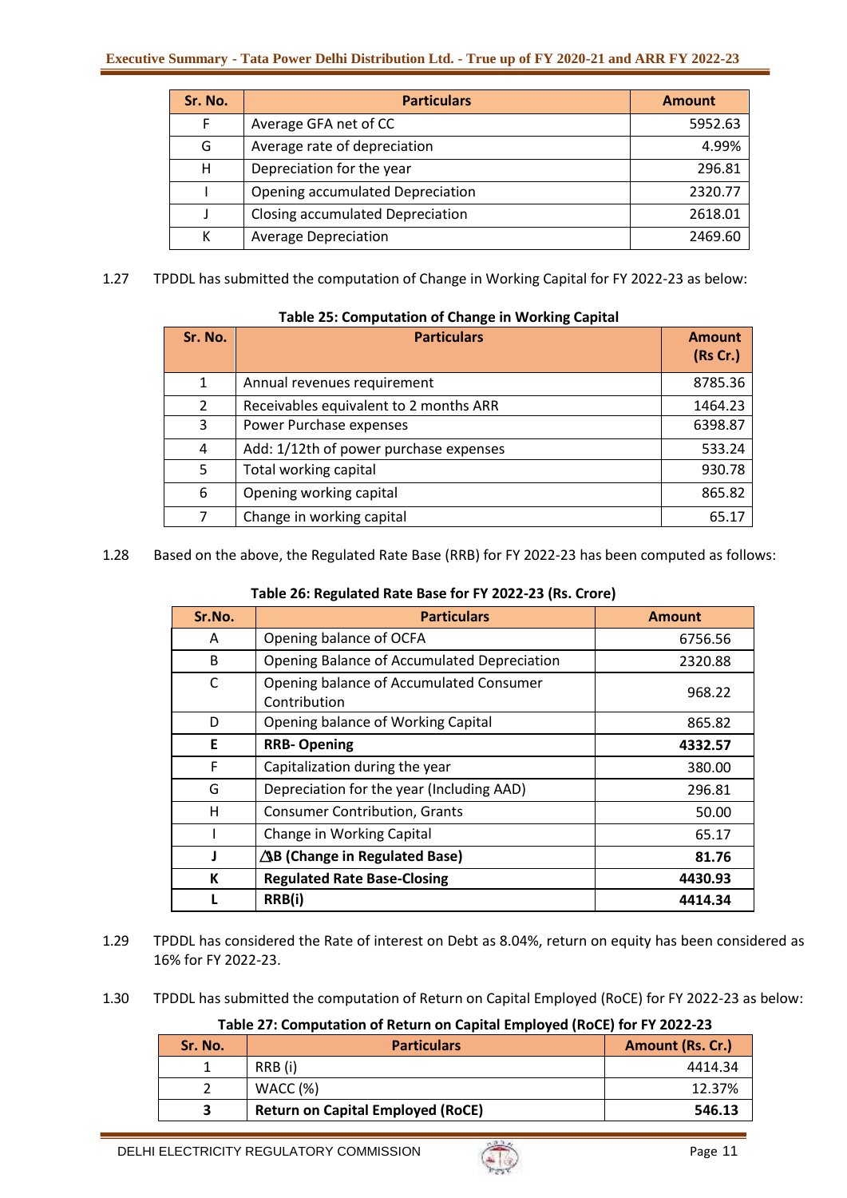| Sr. No. | Particulars | Amount |
|---|---|---|
| F | Average GFA net of CC | 5952.63 |
| G | Average rate of depreciation | 4.99% |
| H | Depreciation for the year | 296.81 |
| I | Opening accumulated Depreciation | 2320.77 |
| J | Closing accumulated Depreciation | 2618.01 |
| K | Average Depreciation | 2469.60 |

1.27 TPDDL has submitted the computation of Change in Working Capital for FY 2022-23 as below:

**Table 25: Computation of Change in Working Capital**

| Sr. No. | Particulars | Amount (Rs Cr.) |
|---|---|---|
| 1 | Annual revenues requirement | 8785.36 |
| 2 | Receivables equivalent to 2 months ARR | 1464.23 |
| 3 | Power Purchase expenses | 6398.87 |
| 4 | Add: 1/12th of power purchase expenses | 533.24 |
| 5 | Total working capital | 930.78 |
| 6 | Opening working capital | 865.82 |
| 7 | Change in working capital | 65.17 |

1.28 Based on the above, the Regulated Rate Base (RRB) for FY 2022-23 has been computed as follows:

**Table 26: Regulated Rate Base for FY 2022-23 (Rs. Crore)**

| Sr.No. | Particulars | Amount |
|---|---|---|
| A | Opening balance of OCFA | 6756.56 |
| B | Opening Balance of Accumulated Depreciation | 2320.88 |
| C | Opening balance of Accumulated Consumer Contribution | 968.22 |
| D | Opening balance of Working Capital | 865.82 |
| **E** | **RRB- Opening** | **4332.57** |
| F | Capitalization during the year | 380.00 |
| G | Depreciation for the year (Including AAD) | 296.81 |
| H | Consumer Contribution, Grants | 50.00 |
| I | Change in Working Capital | 65.17 |
| **J** | **ΔB (Change in Regulated Base)** | **81.76** |
| **K** | **Regulated Rate Base-Closing** | **4430.93** |
| **L** | **RRB(i)** | **4414.34** |

1.29 TPDDL has considered the Rate of interest on Debt as 8.04%, return on equity has been considered as 16% for FY 2022-23.

1.30 TPDDL has submitted the computation of Return on Capital Employed (RoCE) for FY 2022-23 as below:

**Table 27: Computation of Return on Capital Employed (RoCE) for FY 2022-23**

| Sr. No. | Particulars | Amount (Rs. Cr.) |
|---|---|---|
| 1 | RRB (i) | 4414.34 |
| 2 | WACC (%) | 12.37% |
| **3** | **Return on Capital Employed (RoCE)** | **546.13** |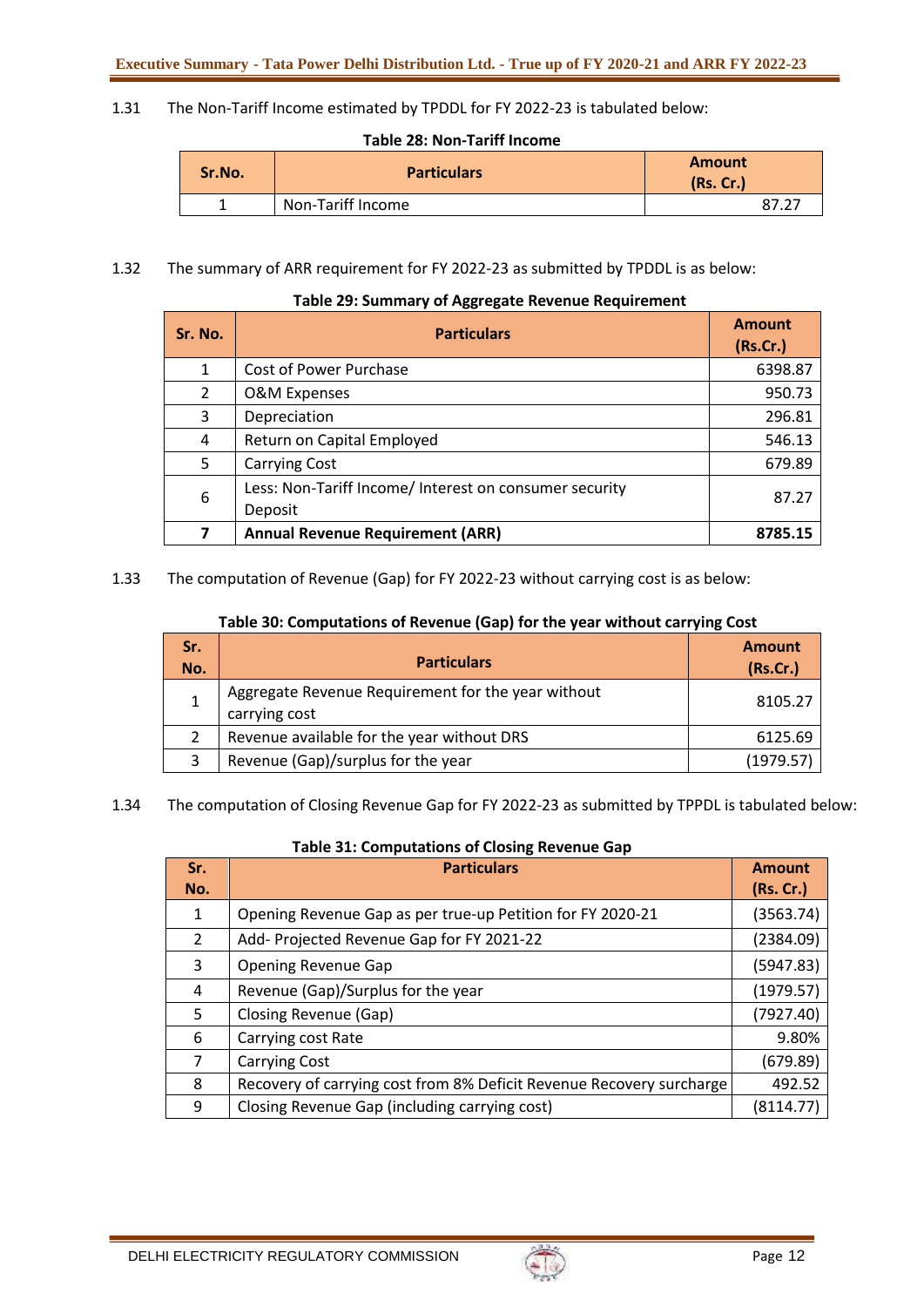1.31 The Non-Tariff Income estimated by TPDDL for FY 2022-23 is tabulated below:

**Table 28: Non-Tariff Income**

| Sr.No. | Particulars | Amount (Rs. Cr.) |
|---|---|---|
| 1 | Non-Tariff Income | 87.27 |

1.32 The summary of ARR requirement for FY 2022-23 as submitted by TPDDL is as below:

**Table 29: Summary of Aggregate Revenue Requirement**

| Sr. No. | Particulars | Amount (Rs.Cr.) |
|---|---|---|
| 1 | Cost of Power Purchase | 6398.87 |
| 2 | O&M Expenses | 950.73 |
| 3 | Depreciation | 296.81 |
| 4 | Return on Capital Employed | 546.13 |
| 5 | Carrying Cost | 679.89 |
| 6 | Less: Non-Tariff Income/ Interest on consumer security Deposit | 87.27 |
| **7** | **Annual Revenue Requirement (ARR)** | **8785.15** |

1.33 The computation of Revenue (Gap) for FY 2022-23 without carrying cost is as below:

**Table 30: Computations of Revenue (Gap) for the year without carrying Cost**

| Sr. No. | Particulars | Amount (Rs.Cr.) |
|---|---|---|
| 1 | Aggregate Revenue Requirement for the year without carrying cost | 8105.27 |
| 2 | Revenue available for the year without DRS | 6125.69 |
| 3 | Revenue (Gap)/surplus for the year | (1979.57) |

1.34 The computation of Closing Revenue Gap for FY 2022-23 as submitted by TPPDL is tabulated below:

**Table 31: Computations of Closing Revenue Gap**

| Sr. No. | Particulars | Amount (Rs. Cr.) |
|---|---|---|
| 1 | Opening Revenue Gap as per true-up Petition for FY 2020-21 | (3563.74) |
| 2 | Add- Projected Revenue Gap for FY 2021-22 | (2384.09) |
| 3 | Opening Revenue Gap | (5947.83) |
| 4 | Revenue (Gap)/Surplus for the year | (1979.57) |
| 5 | Closing Revenue (Gap) | (7927.40) |
| 6 | Carrying cost Rate | 9.80% |
| 7 | Carrying Cost | (679.89) |
| 8 | Recovery of carrying cost from 8% Deficit Revenue Recovery surcharge | 492.52 |
| 9 | Closing Revenue Gap (including carrying cost) | (8114.77) |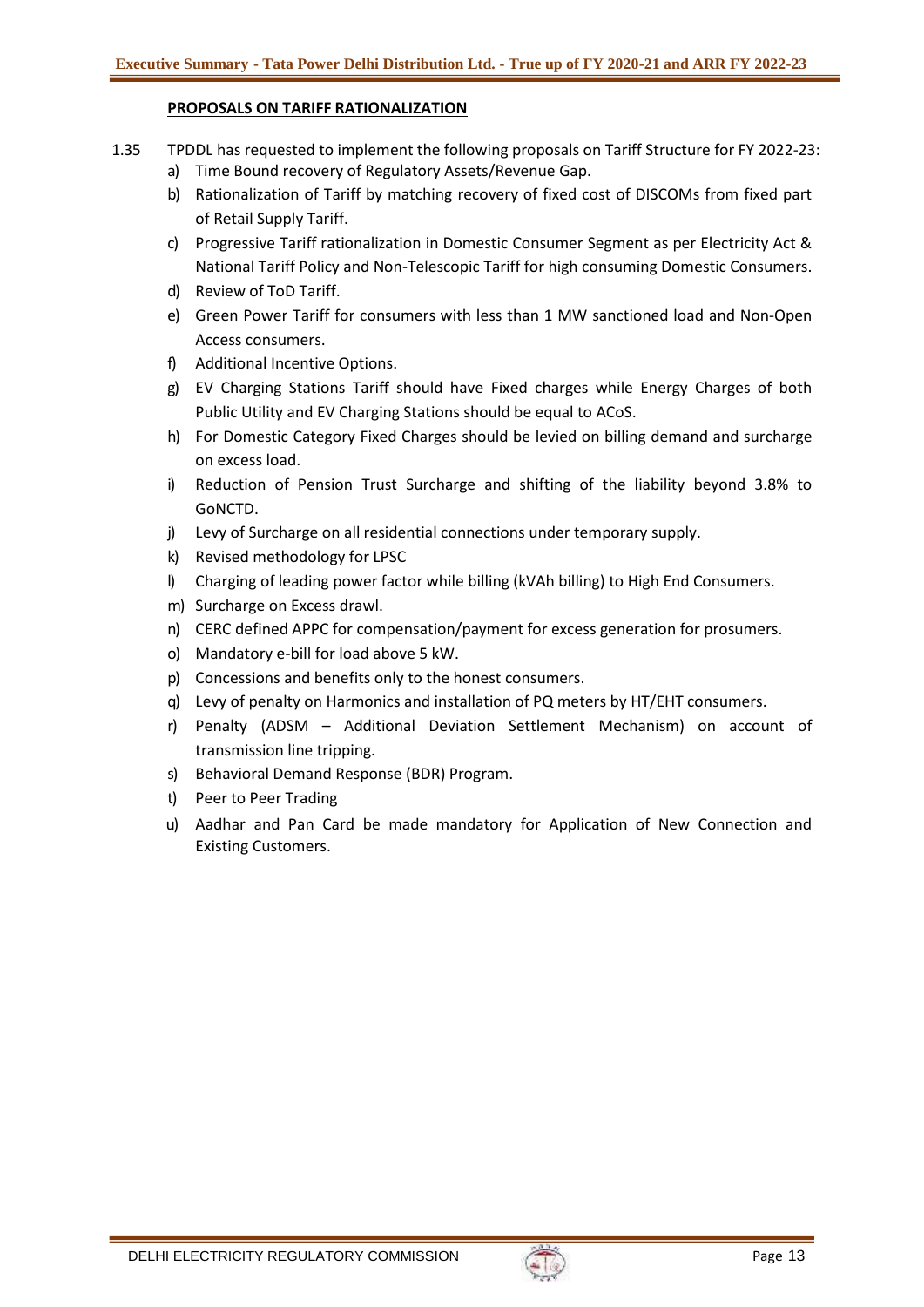**PROPOSALS ON TARIFF RATIONALIZATION**

1.35 TPDDL has requested to implement the following proposals on Tariff Structure for FY 2022-23:

a) Time Bound recovery of Regulatory Assets/Revenue Gap.

b) Rationalization of Tariff by matching recovery of fixed cost of DISCOMs from fixed part of Retail Supply Tariff.

c) Progressive Tariff rationalization in Domestic Consumer Segment as per Electricity Act & National Tariff Policy and Non-Telescopic Tariff for high consuming Domestic Consumers.

d) Review of ToD Tariff.

e) Green Power Tariff for consumers with less than 1 MW sanctioned load and Non-Open Access consumers.

f) Additional Incentive Options.

g) EV Charging Stations Tariff should have Fixed charges while Energy Charges of both Public Utility and EV Charging Stations should be equal to ACoS.

h) For Domestic Category Fixed Charges should be levied on billing demand and surcharge on excess load.

i) Reduction of Pension Trust Surcharge and shifting of the liability beyond 3.8% to GoNCTD.

j) Levy of Surcharge on all residential connections under temporary supply.

k) Revised methodology for LPSC

l) Charging of leading power factor while billing (kVAh billing) to High End Consumers.

m) Surcharge on Excess drawl.

n) CERC defined APPC for compensation/payment for excess generation for prosumers.

o) Mandatory e-bill for load above 5 kW.

p) Concessions and benefits only to the honest consumers.

q) Levy of penalty on Harmonics and installation of PQ meters by HT/EHT consumers.

r) Penalty (ADSM – Additional Deviation Settlement Mechanism) on account of transmission line tripping.

s) Behavioral Demand Response (BDR) Program.

t) Peer to Peer Trading

u) Aadhar and Pan Card be made mandatory for Application of New Connection and Existing Customers.